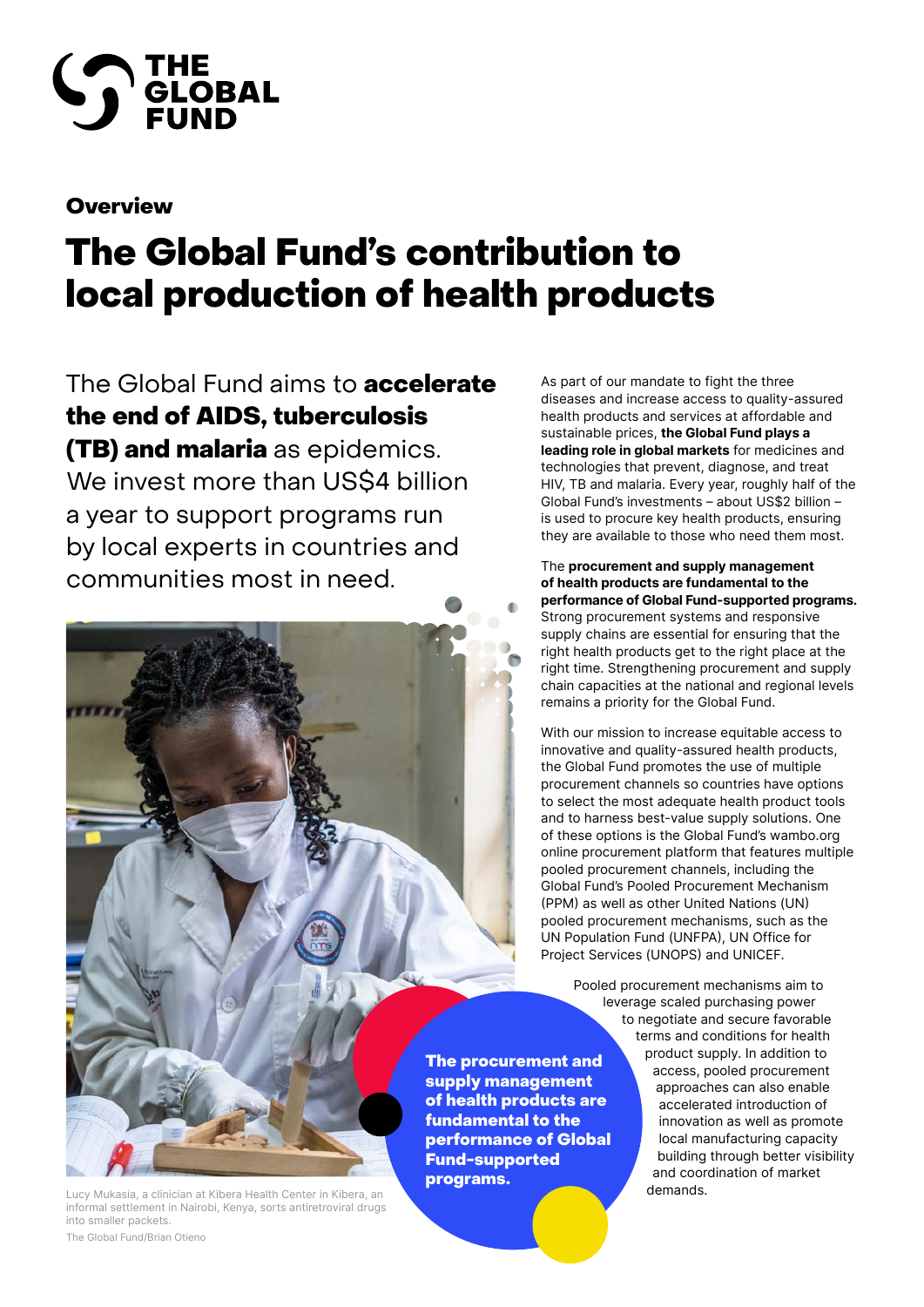# THE GLOBAL FUND

## Overview

# The Global Fund's contribution to local production of health products

The Global Fund aims to **accelerate the end of AIDS, tuberculosis (TB) and malaria** as epidemics. We invest more than US$4 billion a year to support programs run by local experts in countries and communities most in need.

Lucy Mukasia, a clinician at Kibera Health Center in Kibera, an informal settlement in Nairobi, Kenya, sorts antiretroviral drugs into smaller packets.
The Global Fund/Brian Otieno

As part of our mandate to fight the three diseases and increase access to quality-assured health products and services at affordable and sustainable prices, **the Global Fund plays a leading role in global markets** for medicines and technologies that prevent, diagnose, and treat HIV, TB and malaria. Every year, roughly half of the Global Fund's investments – about US$2 billion – is used to procure key health products, ensuring they are available to those who need them most.

The **procurement and supply management of health products are fundamental to the performance of Global Fund-supported programs.** Strong procurement systems and responsive supply chains are essential for ensuring that the right health products get to the right place at the right time. Strengthening procurement and supply chain capacities at the national and regional levels remains a priority for the Global Fund.

With our mission to increase equitable access to innovative and quality-assured health products, the Global Fund promotes the use of multiple procurement channels so countries have options to select the most adequate health product tools and to harness best-value supply solutions. One of these options is the Global Fund's wambo.org online procurement platform that features multiple pooled procurement channels, including the Global Fund's Pooled Procurement Mechanism (PPM) as well as other United Nations (UN) pooled procurement mechanisms, such as the UN Population Fund (UNFPA), UN Office for Project Services (UNOPS) and UNICEF.

**The procurement and supply management of health products are fundamental to the performance of Global Fund-supported programs.**

Pooled procurement mechanisms aim to leverage scaled purchasing power to negotiate and secure favorable terms and conditions for health product supply. In addition to access, pooled procurement approaches can also enable accelerated introduction of innovation as well as promote local manufacturing capacity building through better visibility and coordination of market demands.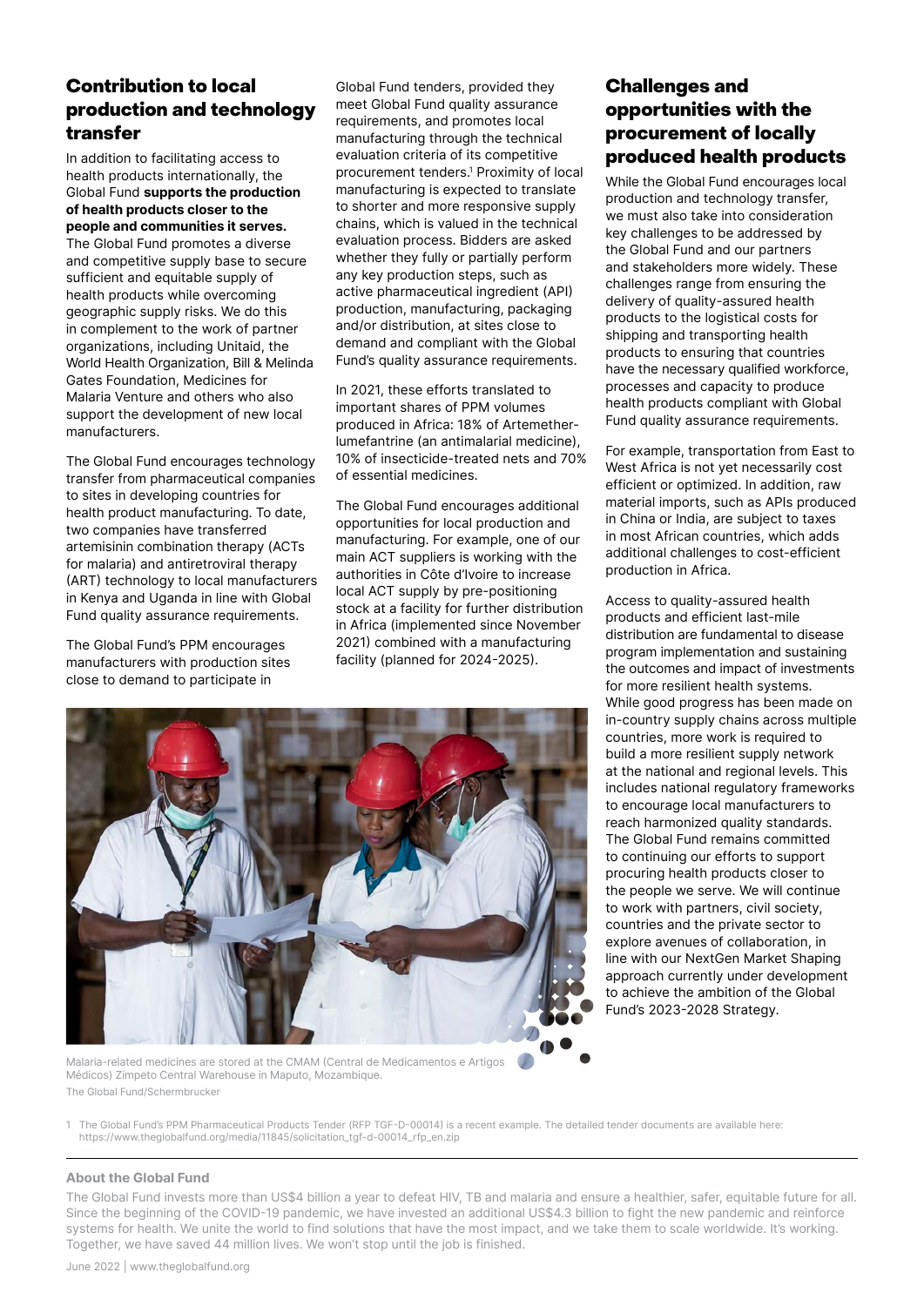## Contribution to local production and technology transfer

In addition to facilitating access to health products internationally, the Global Fund **supports the production of health products closer to the people and communities it serves.** The Global Fund promotes a diverse and competitive supply base to secure sufficient and equitable supply of health products while overcoming geographic supply risks. We do this in complement to the work of partner organizations, including Unitaid, the World Health Organization, Bill & Melinda Gates Foundation, Medicines for Malaria Venture and others who also support the development of new local manufacturers.

The Global Fund encourages technology transfer from pharmaceutical companies to sites in developing countries for health product manufacturing. To date, two companies have transferred artemisinin combination therapy (ACTs for malaria) and antiretroviral therapy (ART) technology to local manufacturers in Kenya and Uganda in line with Global Fund quality assurance requirements.

The Global Fund's PPM encourages manufacturers with production sites close to demand to participate in Global Fund tenders, provided they meet Global Fund quality assurance requirements, and promotes local manufacturing through the technical evaluation criteria of its competitive procurement tenders.[1] Proximity of local manufacturing is expected to translate to shorter and more responsive supply chains, which is valued in the technical evaluation process. Bidders are asked whether they fully or partially perform any key production steps, such as active pharmaceutical ingredient (API) production, manufacturing, packaging and/or distribution, at sites close to demand and compliant with the Global Fund's quality assurance requirements.

In 2021, these efforts translated to important shares of PPM volumes produced in Africa: 18% of Artemether-lumefantrine (an antimalarial medicine), 10% of insecticide-treated nets and 70% of essential medicines.

The Global Fund encourages additional opportunities for local production and manufacturing. For example, one of our main ACT suppliers is working with the authorities in Côte d'Ivoire to increase local ACT supply by pre-positioning stock at a facility for further distribution in Africa (implemented since November 2021) combined with a manufacturing facility (planned for 2024-2025).

Malaria-related medicines are stored at the CMAM (Central de Medicamentos e Artigos Médicos) Zimpeto Central Warehouse in Maputo, Mozambique.
The Global Fund/Schermbrucker

## Challenges and opportunities with the procurement of locally produced health products

While the Global Fund encourages local production and technology transfer, we must also take into consideration key challenges to be addressed by the Global Fund and our partners and stakeholders more widely. These challenges range from ensuring the delivery of quality-assured health products to the logistical costs for shipping and transporting health products to ensuring that countries have the necessary qualified workforce, processes and capacity to produce health products compliant with Global Fund quality assurance requirements.

For example, transportation from East to West Africa is not yet necessarily cost efficient or optimized. In addition, raw material imports, such as APIs produced in China or India, are subject to taxes in most African countries, which adds additional challenges to cost-efficient production in Africa.

Access to quality-assured health products and efficient last-mile distribution are fundamental to disease program implementation and sustaining the outcomes and impact of investments for more resilient health systems. While good progress has been made on in-country supply chains across multiple countries, more work is required to build a more resilient supply network at the national and regional levels. This includes national regulatory frameworks to encourage local manufacturers to reach harmonized quality standards. The Global Fund remains committed to continuing our efforts to support procuring health products closer to the people we serve. We will continue to work with partners, civil society, countries and the private sector to explore avenues of collaboration, in line with our NextGen Market Shaping approach currently under development to achieve the ambition of the Global Fund's 2023-2028 Strategy.

1 The Global Fund's PPM Pharmaceutical Products Tender (RFP TGF-D-00014) is a recent example. The detailed tender documents are available here: https://www.theglobalfund.org/media/11845/solicitation_tgf-d-00014_rfp_en.zip

**About the Global Fund**

The Global Fund invests more than US$4 billion a year to defeat HIV, TB and malaria and ensure a healthier, safer, equitable future for all. Since the beginning of the COVID-19 pandemic, we have invested an additional US$4.3 billion to fight the new pandemic and reinforce systems for health. We unite the world to find solutions that have the most impact, and we take them to scale worldwide. It's working. Together, we have saved 44 million lives. We won't stop until the job is finished.

June 2022 | www.theglobalfund.org